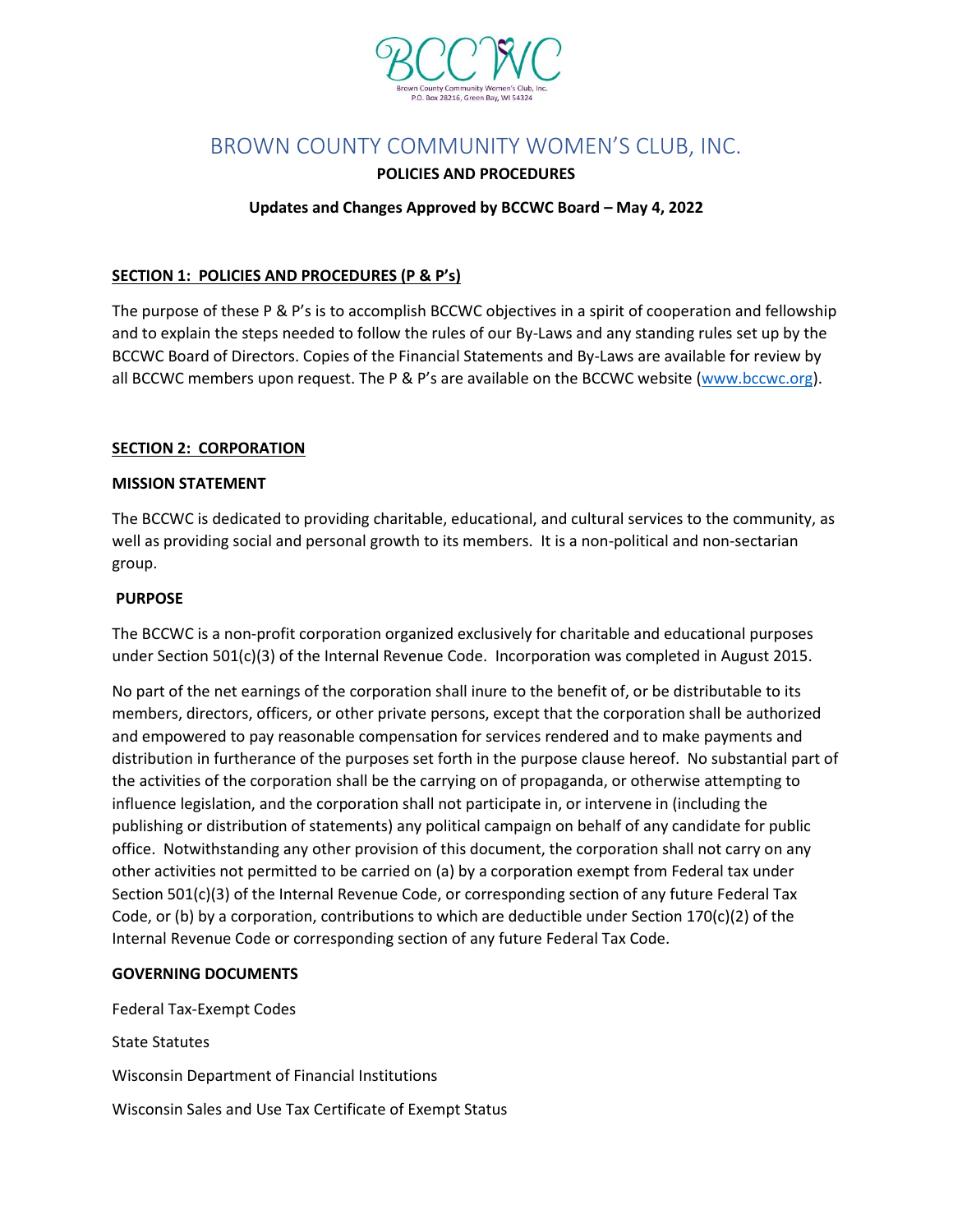BCCWC

Brown County Community Women's Club, Inc.
P.O. Box 28216, Green Bay, WI 54324

# BROWN COUNTY COMMUNITY WOMEN'S CLUB, INC.

**POLICIES AND PROCEDURES**

**Updates and Changes Approved by BCCWC Board – May 4, 2022**

## SECTION 1: POLICIES AND PROCEDURES (P & P's)

The purpose of these P & P's is to accomplish BCCWC objectives in a spirit of cooperation and fellowship and to explain the steps needed to follow the rules of our By-Laws and any standing rules set up by the BCCWC Board of Directors. Copies of the Financial Statements and By-Laws are available for review by all BCCWC members upon request. The P & P's are available on the BCCWC website (www.bccwc.org).

## SECTION 2: CORPORATION

### MISSION STATEMENT

The BCCWC is dedicated to providing charitable, educational, and cultural services to the community, as well as providing social and personal growth to its members. It is a non-political and non-sectarian group.

### PURPOSE

The BCCWC is a non-profit corporation organized exclusively for charitable and educational purposes under Section 501(c)(3) of the Internal Revenue Code. Incorporation was completed in August 2015.

No part of the net earnings of the corporation shall inure to the benefit of, or be distributable to its members, directors, officers, or other private persons, except that the corporation shall be authorized and empowered to pay reasonable compensation for services rendered and to make payments and distribution in furtherance of the purposes set forth in the purpose clause hereof. No substantial part of the activities of the corporation shall be the carrying on of propaganda, or otherwise attempting to influence legislation, and the corporation shall not participate in, or intervene in (including the publishing or distribution of statements) any political campaign on behalf of any candidate for public office. Notwithstanding any other provision of this document, the corporation shall not carry on any other activities not permitted to be carried on (a) by a corporation exempt from Federal tax under Section 501(c)(3) of the Internal Revenue Code, or corresponding section of any future Federal Tax Code, or (b) by a corporation, contributions to which are deductible under Section 170(c)(2) of the Internal Revenue Code or corresponding section of any future Federal Tax Code.

### GOVERNING DOCUMENTS

Federal Tax-Exempt Codes

State Statutes

Wisconsin Department of Financial Institutions

Wisconsin Sales and Use Tax Certificate of Exempt Status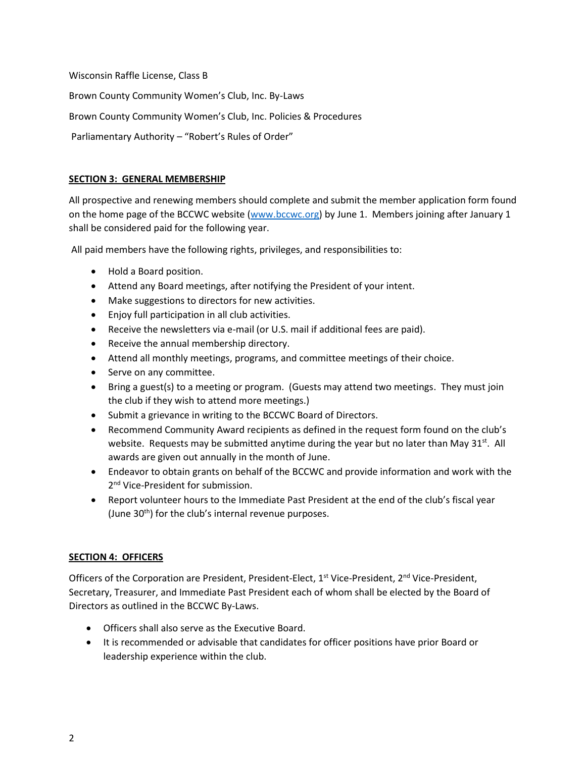Wisconsin Raffle License, Class B

Brown County Community Women's Club, Inc. By-Laws

Brown County Community Women's Club, Inc. Policies & Procedures

Parliamentary Authority – "Robert's Rules of Order"

## SECTION 3: GENERAL MEMBERSHIP

All prospective and renewing members should complete and submit the member application form found on the home page of the BCCWC website ([www.bccwc.org](www.bccwc.org)) by June 1. Members joining after January 1 shall be considered paid for the following year.

All paid members have the following rights, privileges, and responsibilities to:

- Hold a Board position.
- Attend any Board meetings, after notifying the President of your intent.
- Make suggestions to directors for new activities.
- Enjoy full participation in all club activities.
- Receive the newsletters via e-mail (or U.S. mail if additional fees are paid).
- Receive the annual membership directory.
- Attend all monthly meetings, programs, and committee meetings of their choice.
- Serve on any committee.
- Bring a guest(s) to a meeting or program. (Guests may attend two meetings. They must join the club if they wish to attend more meetings.)
- Submit a grievance in writing to the BCCWC Board of Directors.
- Recommend Community Award recipients as defined in the request form found on the club's website. Requests may be submitted anytime during the year but no later than May 31st. All awards are given out annually in the month of June.
- Endeavor to obtain grants on behalf of the BCCWC and provide information and work with the 2nd Vice-President for submission.
- Report volunteer hours to the Immediate Past President at the end of the club's fiscal year (June 30th) for the club's internal revenue purposes.

## SECTION 4: OFFICERS

Officers of the Corporation are President, President-Elect, 1st Vice-President, 2nd Vice-President, Secretary, Treasurer, and Immediate Past President each of whom shall be elected by the Board of Directors as outlined in the BCCWC By-Laws.

- Officers shall also serve as the Executive Board.
- It is recommended or advisable that candidates for officer positions have prior Board or leadership experience within the club.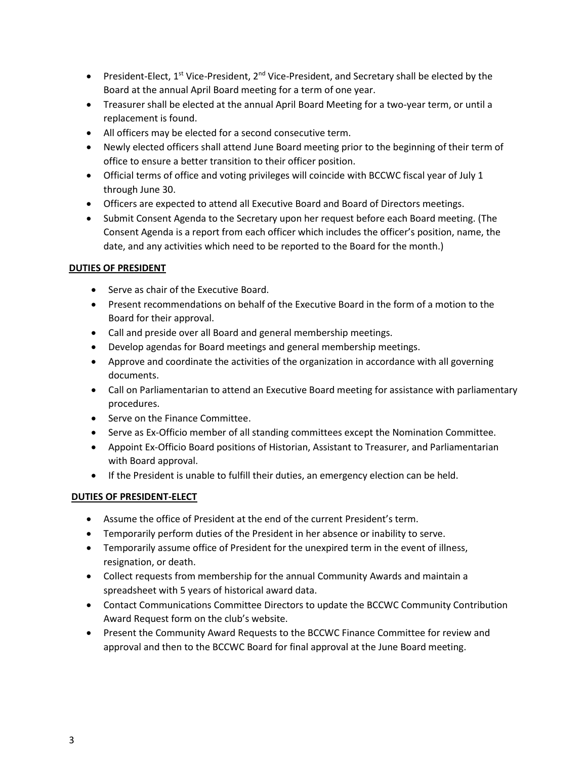- President-Elect, 1st Vice-President, 2nd Vice-President, and Secretary shall be elected by the Board at the annual April Board meeting for a term of one year.
- Treasurer shall be elected at the annual April Board Meeting for a two-year term, or until a replacement is found.
- All officers may be elected for a second consecutive term.
- Newly elected officers shall attend June Board meeting prior to the beginning of their term of office to ensure a better transition to their officer position.
- Official terms of office and voting privileges will coincide with BCCWC fiscal year of July 1 through June 30.
- Officers are expected to attend all Executive Board and Board of Directors meetings.
- Submit Consent Agenda to the Secretary upon her request before each Board meeting. (The Consent Agenda is a report from each officer which includes the officer's position, name, the date, and any activities which need to be reported to the Board for the month.)

**DUTIES OF PRESIDENT**

- Serve as chair of the Executive Board.
- Present recommendations on behalf of the Executive Board in the form of a motion to the Board for their approval.
- Call and preside over all Board and general membership meetings.
- Develop agendas for Board meetings and general membership meetings.
- Approve and coordinate the activities of the organization in accordance with all governing documents.
- Call on Parliamentarian to attend an Executive Board meeting for assistance with parliamentary procedures.
- Serve on the Finance Committee.
- Serve as Ex-Officio member of all standing committees except the Nomination Committee.
- Appoint Ex-Officio Board positions of Historian, Assistant to Treasurer, and Parliamentarian with Board approval.
- If the President is unable to fulfill their duties, an emergency election can be held.

**DUTIES OF PRESIDENT-ELECT**

- Assume the office of President at the end of the current President's term.
- Temporarily perform duties of the President in her absence or inability to serve.
- Temporarily assume office of President for the unexpired term in the event of illness, resignation, or death.
- Collect requests from membership for the annual Community Awards and maintain a spreadsheet with 5 years of historical award data.
- Contact Communications Committee Directors to update the BCCWC Community Contribution Award Request form on the club's website.
- Present the Community Award Requests to the BCCWC Finance Committee for review and approval and then to the BCCWC Board for final approval at the June Board meeting.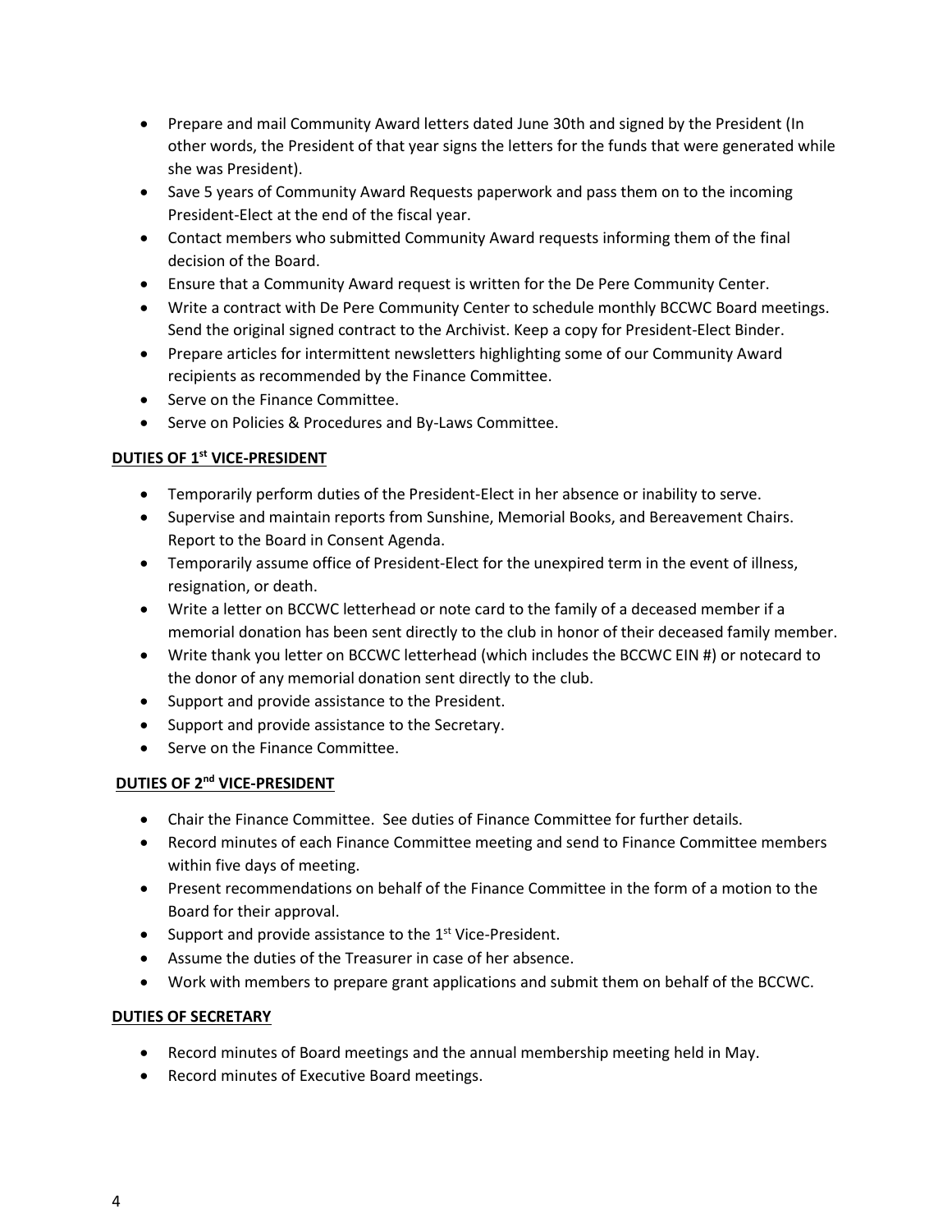- Prepare and mail Community Award letters dated June 30th and signed by the President (In other words, the President of that year signs the letters for the funds that were generated while she was President).
- Save 5 years of Community Award Requests paperwork and pass them on to the incoming President-Elect at the end of the fiscal year.
- Contact members who submitted Community Award requests informing them of the final decision of the Board.
- Ensure that a Community Award request is written for the De Pere Community Center.
- Write a contract with De Pere Community Center to schedule monthly BCCWC Board meetings. Send the original signed contract to the Archivist. Keep a copy for President-Elect Binder.
- Prepare articles for intermittent newsletters highlighting some of our Community Award recipients as recommended by the Finance Committee.
- Serve on the Finance Committee.
- Serve on Policies & Procedures and By-Laws Committee.

**DUTIES OF 1st VICE-PRESIDENT**

- Temporarily perform duties of the President-Elect in her absence or inability to serve.
- Supervise and maintain reports from Sunshine, Memorial Books, and Bereavement Chairs. Report to the Board in Consent Agenda.
- Temporarily assume office of President-Elect for the unexpired term in the event of illness, resignation, or death.
- Write a letter on BCCWC letterhead or note card to the family of a deceased member if a memorial donation has been sent directly to the club in honor of their deceased family member.
- Write thank you letter on BCCWC letterhead (which includes the BCCWC EIN #) or notecard to the donor of any memorial donation sent directly to the club.
- Support and provide assistance to the President.
- Support and provide assistance to the Secretary.
- Serve on the Finance Committee.

**DUTIES OF 2nd VICE-PRESIDENT**

- Chair the Finance Committee. See duties of Finance Committee for further details.
- Record minutes of each Finance Committee meeting and send to Finance Committee members within five days of meeting.
- Present recommendations on behalf of the Finance Committee in the form of a motion to the Board for their approval.
- Support and provide assistance to the 1st Vice-President.
- Assume the duties of the Treasurer in case of her absence.
- Work with members to prepare grant applications and submit them on behalf of the BCCWC.

**DUTIES OF SECRETARY**

- Record minutes of Board meetings and the annual membership meeting held in May.
- Record minutes of Executive Board meetings.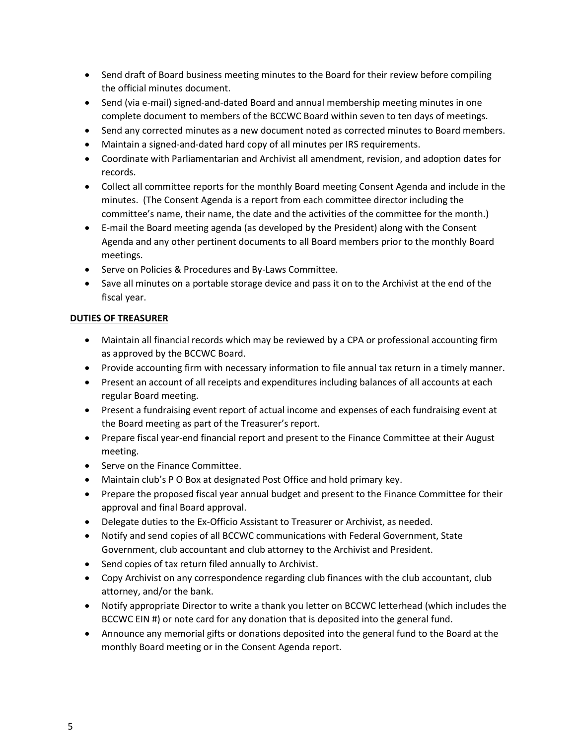- Send draft of Board business meeting minutes to the Board for their review before compiling the official minutes document.
- Send (via e-mail) signed-and-dated Board and annual membership meeting minutes in one complete document to members of the BCCWC Board within seven to ten days of meetings.
- Send any corrected minutes as a new document noted as corrected minutes to Board members.
- Maintain a signed-and-dated hard copy of all minutes per IRS requirements.
- Coordinate with Parliamentarian and Archivist all amendment, revision, and adoption dates for records.
- Collect all committee reports for the monthly Board meeting Consent Agenda and include in the minutes. (The Consent Agenda is a report from each committee director including the committee's name, their name, the date and the activities of the committee for the month.)
- E-mail the Board meeting agenda (as developed by the President) along with the Consent Agenda and any other pertinent documents to all Board members prior to the monthly Board meetings.
- Serve on Policies & Procedures and By-Laws Committee.
- Save all minutes on a portable storage device and pass it on to the Archivist at the end of the fiscal year.

**DUTIES OF TREASURER**

- Maintain all financial records which may be reviewed by a CPA or professional accounting firm as approved by the BCCWC Board.
- Provide accounting firm with necessary information to file annual tax return in a timely manner.
- Present an account of all receipts and expenditures including balances of all accounts at each regular Board meeting.
- Present a fundraising event report of actual income and expenses of each fundraising event at the Board meeting as part of the Treasurer's report.
- Prepare fiscal year-end financial report and present to the Finance Committee at their August meeting.
- Serve on the Finance Committee.
- Maintain club's P O Box at designated Post Office and hold primary key.
- Prepare the proposed fiscal year annual budget and present to the Finance Committee for their approval and final Board approval.
- Delegate duties to the Ex-Officio Assistant to Treasurer or Archivist, as needed.
- Notify and send copies of all BCCWC communications with Federal Government, State Government, club accountant and club attorney to the Archivist and President.
- Send copies of tax return filed annually to Archivist.
- Copy Archivist on any correspondence regarding club finances with the club accountant, club attorney, and/or the bank.
- Notify appropriate Director to write a thank you letter on BCCWC letterhead (which includes the BCCWC EIN #) or note card for any donation that is deposited into the general fund.
- Announce any memorial gifts or donations deposited into the general fund to the Board at the monthly Board meeting or in the Consent Agenda report.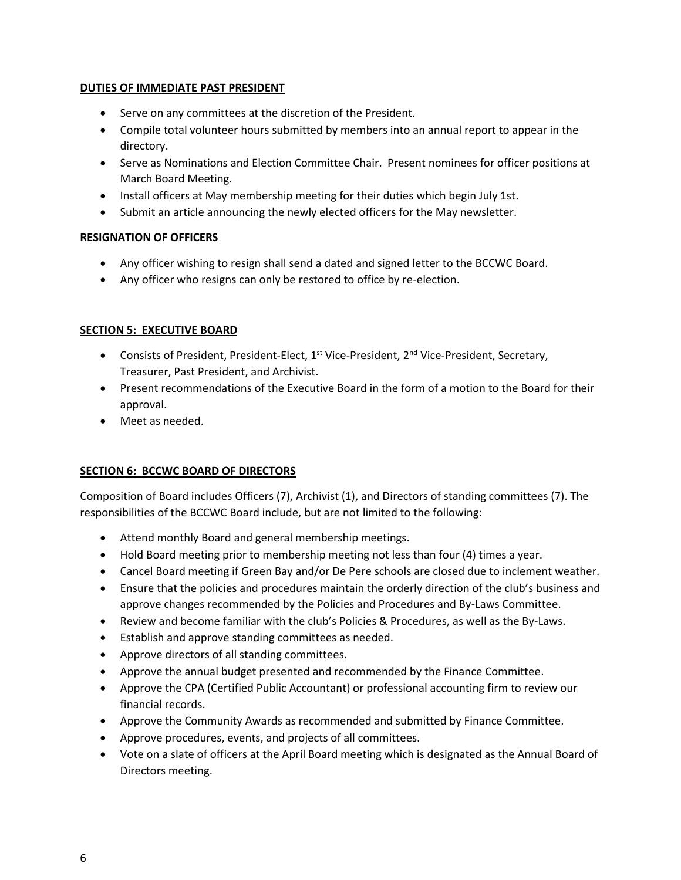**DUTIES OF IMMEDIATE PAST PRESIDENT**

- Serve on any committees at the discretion of the President.
- Compile total volunteer hours submitted by members into an annual report to appear in the directory.
- Serve as Nominations and Election Committee Chair. Present nominees for officer positions at March Board Meeting.
- Install officers at May membership meeting for their duties which begin July 1st.
- Submit an article announcing the newly elected officers for the May newsletter.

**RESIGNATION OF OFFICERS**

- Any officer wishing to resign shall send a dated and signed letter to the BCCWC Board.
- Any officer who resigns can only be restored to office by re-election.

**SECTION 5: EXECUTIVE BOARD**

- Consists of President, President-Elect, 1st Vice-President, 2nd Vice-President, Secretary, Treasurer, Past President, and Archivist.
- Present recommendations of the Executive Board in the form of a motion to the Board for their approval.
- Meet as needed.

**SECTION 6: BCCWC BOARD OF DIRECTORS**

Composition of Board includes Officers (7), Archivist (1), and Directors of standing committees (7). The responsibilities of the BCCWC Board include, but are not limited to the following:

- Attend monthly Board and general membership meetings.
- Hold Board meeting prior to membership meeting not less than four (4) times a year.
- Cancel Board meeting if Green Bay and/or De Pere schools are closed due to inclement weather.
- Ensure that the policies and procedures maintain the orderly direction of the club's business and approve changes recommended by the Policies and Procedures and By-Laws Committee.
- Review and become familiar with the club's Policies & Procedures, as well as the By-Laws.
- Establish and approve standing committees as needed.
- Approve directors of all standing committees.
- Approve the annual budget presented and recommended by the Finance Committee.
- Approve the CPA (Certified Public Accountant) or professional accounting firm to review our financial records.
- Approve the Community Awards as recommended and submitted by Finance Committee.
- Approve procedures, events, and projects of all committees.
- Vote on a slate of officers at the April Board meeting which is designated as the Annual Board of Directors meeting.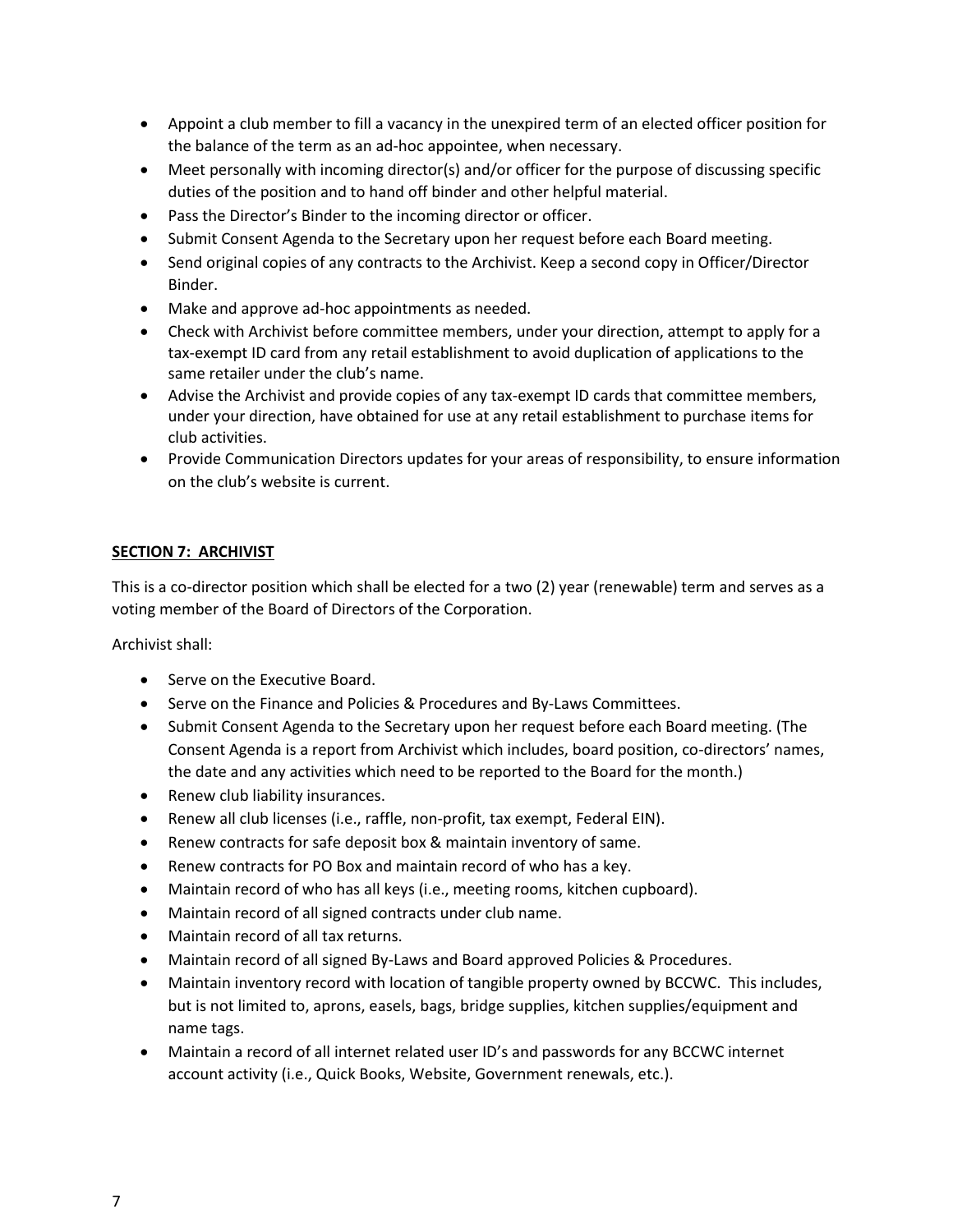- Appoint a club member to fill a vacancy in the unexpired term of an elected officer position for the balance of the term as an ad-hoc appointee, when necessary.
- Meet personally with incoming director(s) and/or officer for the purpose of discussing specific duties of the position and to hand off binder and other helpful material.
- Pass the Director's Binder to the incoming director or officer.
- Submit Consent Agenda to the Secretary upon her request before each Board meeting.
- Send original copies of any contracts to the Archivist. Keep a second copy in Officer/Director Binder.
- Make and approve ad-hoc appointments as needed.
- Check with Archivist before committee members, under your direction, attempt to apply for a tax-exempt ID card from any retail establishment to avoid duplication of applications to the same retailer under the club's name.
- Advise the Archivist and provide copies of any tax-exempt ID cards that committee members, under your direction, have obtained for use at any retail establishment to purchase items for club activities.
- Provide Communication Directors updates for your areas of responsibility, to ensure information on the club's website is current.

**SECTION 7: ARCHIVIST**

This is a co-director position which shall be elected for a two (2) year (renewable) term and serves as a voting member of the Board of Directors of the Corporation.

Archivist shall:

- Serve on the Executive Board.
- Serve on the Finance and Policies & Procedures and By-Laws Committees.
- Submit Consent Agenda to the Secretary upon her request before each Board meeting. (The Consent Agenda is a report from Archivist which includes, board position, co-directors' names, the date and any activities which need to be reported to the Board for the month.)
- Renew club liability insurances.
- Renew all club licenses (i.e., raffle, non-profit, tax exempt, Federal EIN).
- Renew contracts for safe deposit box & maintain inventory of same.
- Renew contracts for PO Box and maintain record of who has a key.
- Maintain record of who has all keys (i.e., meeting rooms, kitchen cupboard).
- Maintain record of all signed contracts under club name.
- Maintain record of all tax returns.
- Maintain record of all signed By-Laws and Board approved Policies & Procedures.
- Maintain inventory record with location of tangible property owned by BCCWC. This includes, but is not limited to, aprons, easels, bags, bridge supplies, kitchen supplies/equipment and name tags.
- Maintain a record of all internet related user ID's and passwords for any BCCWC internet account activity (i.e., Quick Books, Website, Government renewals, etc.).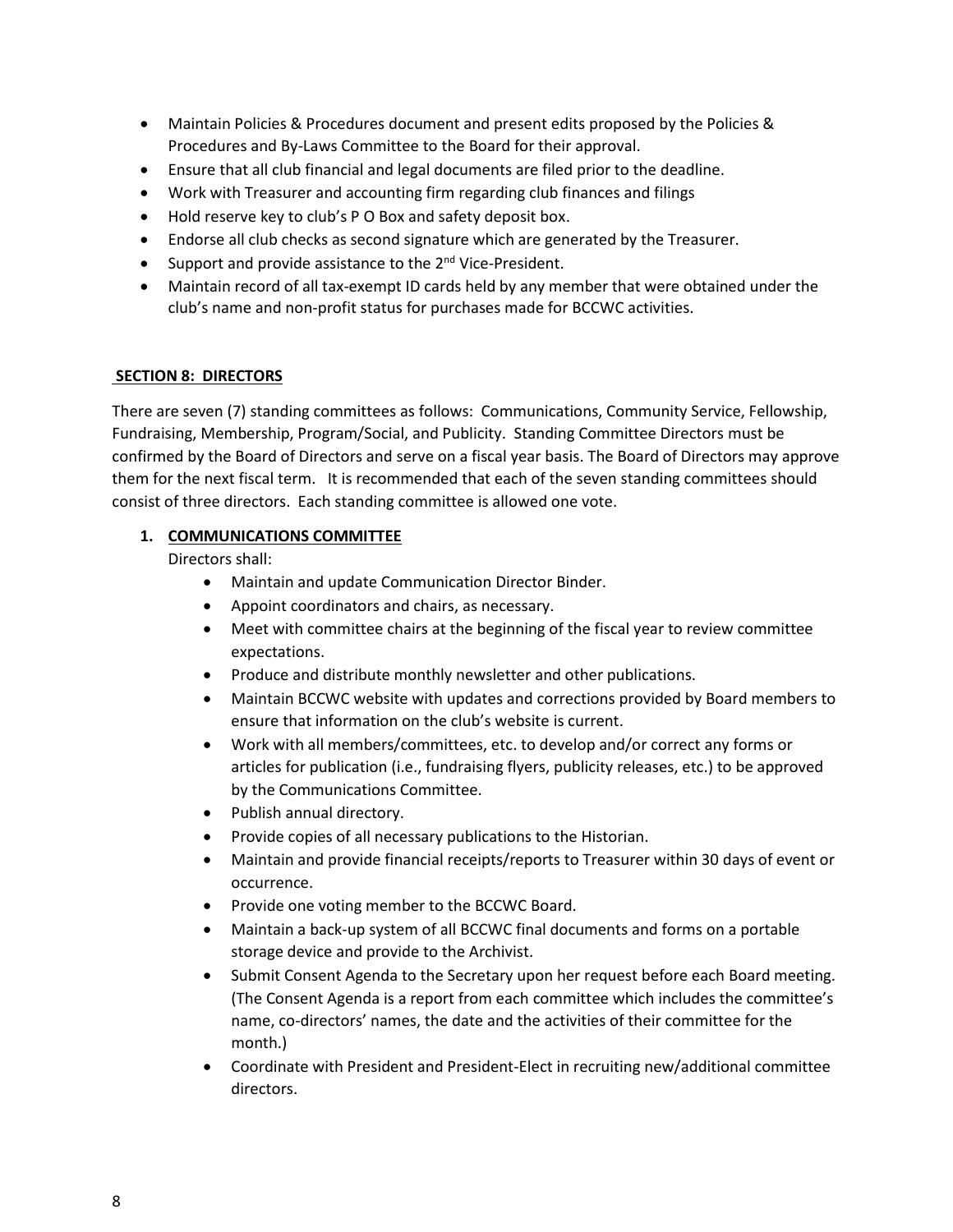- Maintain Policies & Procedures document and present edits proposed by the Policies & Procedures and By-Laws Committee to the Board for their approval.
- Ensure that all club financial and legal documents are filed prior to the deadline.
- Work with Treasurer and accounting firm regarding club finances and filings
- Hold reserve key to club's P O Box and safety deposit box.
- Endorse all club checks as second signature which are generated by the Treasurer.
- Support and provide assistance to the 2nd Vice-President.
- Maintain record of all tax-exempt ID cards held by any member that were obtained under the club's name and non-profit status for purchases made for BCCWC activities.

## SECTION 8: DIRECTORS

There are seven (7) standing committees as follows: Communications, Community Service, Fellowship, Fundraising, Membership, Program/Social, and Publicity. Standing Committee Directors must be confirmed by the Board of Directors and serve on a fiscal year basis. The Board of Directors may approve them for the next fiscal term. It is recommended that each of the seven standing committees should consist of three directors. Each standing committee is allowed one vote.

### 1. COMMUNICATIONS COMMITTEE

Directors shall:

- Maintain and update Communication Director Binder.
- Appoint coordinators and chairs, as necessary.
- Meet with committee chairs at the beginning of the fiscal year to review committee expectations.
- Produce and distribute monthly newsletter and other publications.
- Maintain BCCWC website with updates and corrections provided by Board members to ensure that information on the club's website is current.
- Work with all members/committees, etc. to develop and/or correct any forms or articles for publication (i.e., fundraising flyers, publicity releases, etc.) to be approved by the Communications Committee.
- Publish annual directory.
- Provide copies of all necessary publications to the Historian.
- Maintain and provide financial receipts/reports to Treasurer within 30 days of event or occurrence.
- Provide one voting member to the BCCWC Board.
- Maintain a back-up system of all BCCWC final documents and forms on a portable storage device and provide to the Archivist.
- Submit Consent Agenda to the Secretary upon her request before each Board meeting. (The Consent Agenda is a report from each committee which includes the committee's name, co-directors' names, the date and the activities of their committee for the month.)
- Coordinate with President and President-Elect in recruiting new/additional committee directors.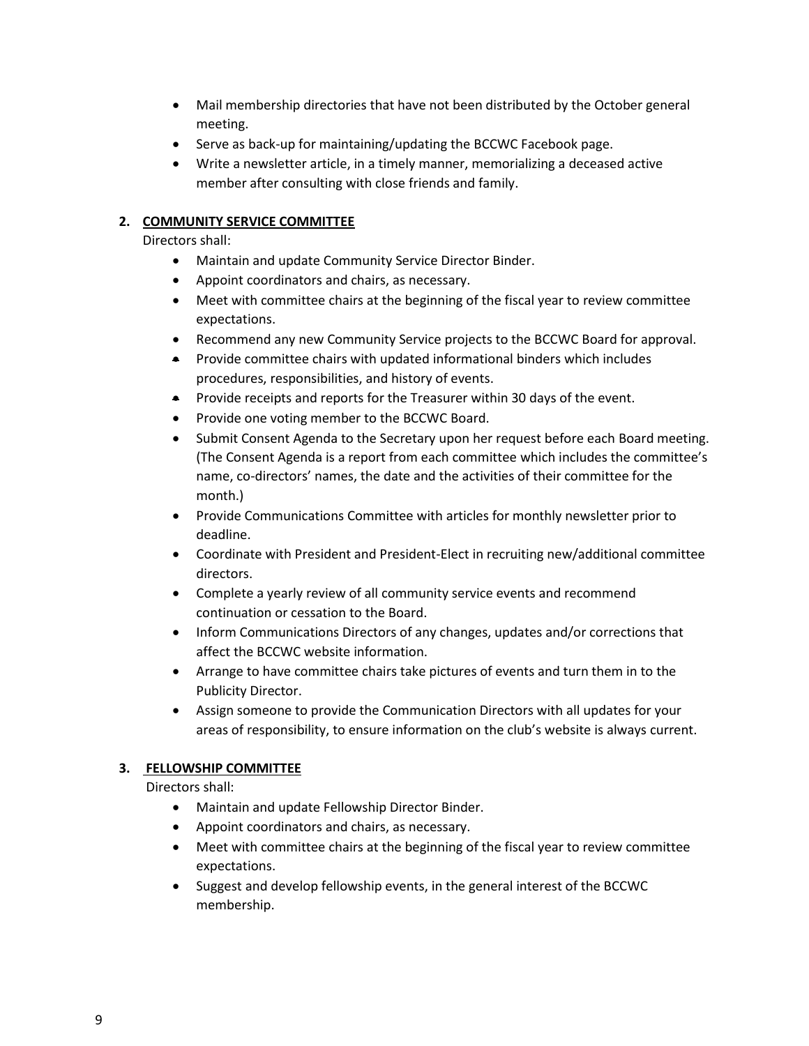- Mail membership directories that have not been distributed by the October general meeting.
- Serve as back-up for maintaining/updating the BCCWC Facebook page.
- Write a newsletter article, in a timely manner, memorializing a deceased active member after consulting with close friends and family.

**2. <u>COMMUNITY SERVICE COMMITTEE</u>**

Directors shall:

- Maintain and update Community Service Director Binder.
- Appoint coordinators and chairs, as necessary.
- Meet with committee chairs at the beginning of the fiscal year to review committee expectations.
- Recommend any new Community Service projects to the BCCWC Board for approval.
- Provide committee chairs with updated informational binders which includes procedures, responsibilities, and history of events.
- Provide receipts and reports for the Treasurer within 30 days of the event.
- Provide one voting member to the BCCWC Board.
- Submit Consent Agenda to the Secretary upon her request before each Board meeting. (The Consent Agenda is a report from each committee which includes the committee's name, co-directors' names, the date and the activities of their committee for the month.)
- Provide Communications Committee with articles for monthly newsletter prior to deadline.
- Coordinate with President and President-Elect in recruiting new/additional committee directors.
- Complete a yearly review of all community service events and recommend continuation or cessation to the Board.
- Inform Communications Directors of any changes, updates and/or corrections that affect the BCCWC website information.
- Arrange to have committee chairs take pictures of events and turn them in to the Publicity Director.
- Assign someone to provide the Communication Directors with all updates for your areas of responsibility, to ensure information on the club's website is always current.

**3. <u>FELLOWSHIP COMMITTEE</u>**

Directors shall:

- Maintain and update Fellowship Director Binder.
- Appoint coordinators and chairs, as necessary.
- Meet with committee chairs at the beginning of the fiscal year to review committee expectations.
- Suggest and develop fellowship events, in the general interest of the BCCWC membership.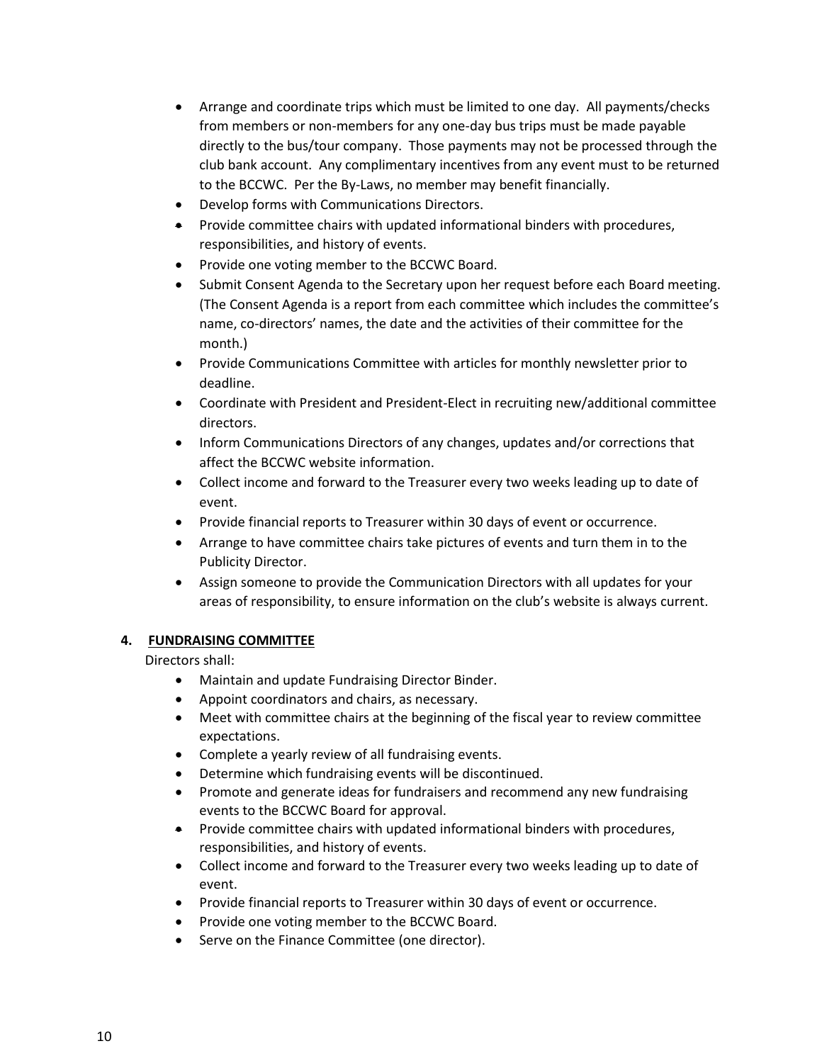- Arrange and coordinate trips which must be limited to one day. All payments/checks from members or non-members for any one-day bus trips must be made payable directly to the bus/tour company. Those payments may not be processed through the club bank account. Any complimentary incentives from any event must to be returned to the BCCWC. Per the By-Laws, no member may benefit financially.
- Develop forms with Communications Directors.
- Provide committee chairs with updated informational binders with procedures, responsibilities, and history of events.
- Provide one voting member to the BCCWC Board.
- Submit Consent Agenda to the Secretary upon her request before each Board meeting. (The Consent Agenda is a report from each committee which includes the committee's name, co-directors' names, the date and the activities of their committee for the month.)
- Provide Communications Committee with articles for monthly newsletter prior to deadline.
- Coordinate with President and President-Elect in recruiting new/additional committee directors.
- Inform Communications Directors of any changes, updates and/or corrections that affect the BCCWC website information.
- Collect income and forward to the Treasurer every two weeks leading up to date of event.
- Provide financial reports to Treasurer within 30 days of event or occurrence.
- Arrange to have committee chairs take pictures of events and turn them in to the Publicity Director.
- Assign someone to provide the Communication Directors with all updates for your areas of responsibility, to ensure information on the club's website is always current.

**4. <u>FUNDRAISING COMMITTEE</u>**

Directors shall:

- Maintain and update Fundraising Director Binder.
- Appoint coordinators and chairs, as necessary.
- Meet with committee chairs at the beginning of the fiscal year to review committee expectations.
- Complete a yearly review of all fundraising events.
- Determine which fundraising events will be discontinued.
- Promote and generate ideas for fundraisers and recommend any new fundraising events to the BCCWC Board for approval.
- Provide committee chairs with updated informational binders with procedures, responsibilities, and history of events.
- Collect income and forward to the Treasurer every two weeks leading up to date of event.
- Provide financial reports to Treasurer within 30 days of event or occurrence.
- Provide one voting member to the BCCWC Board.
- Serve on the Finance Committee (one director).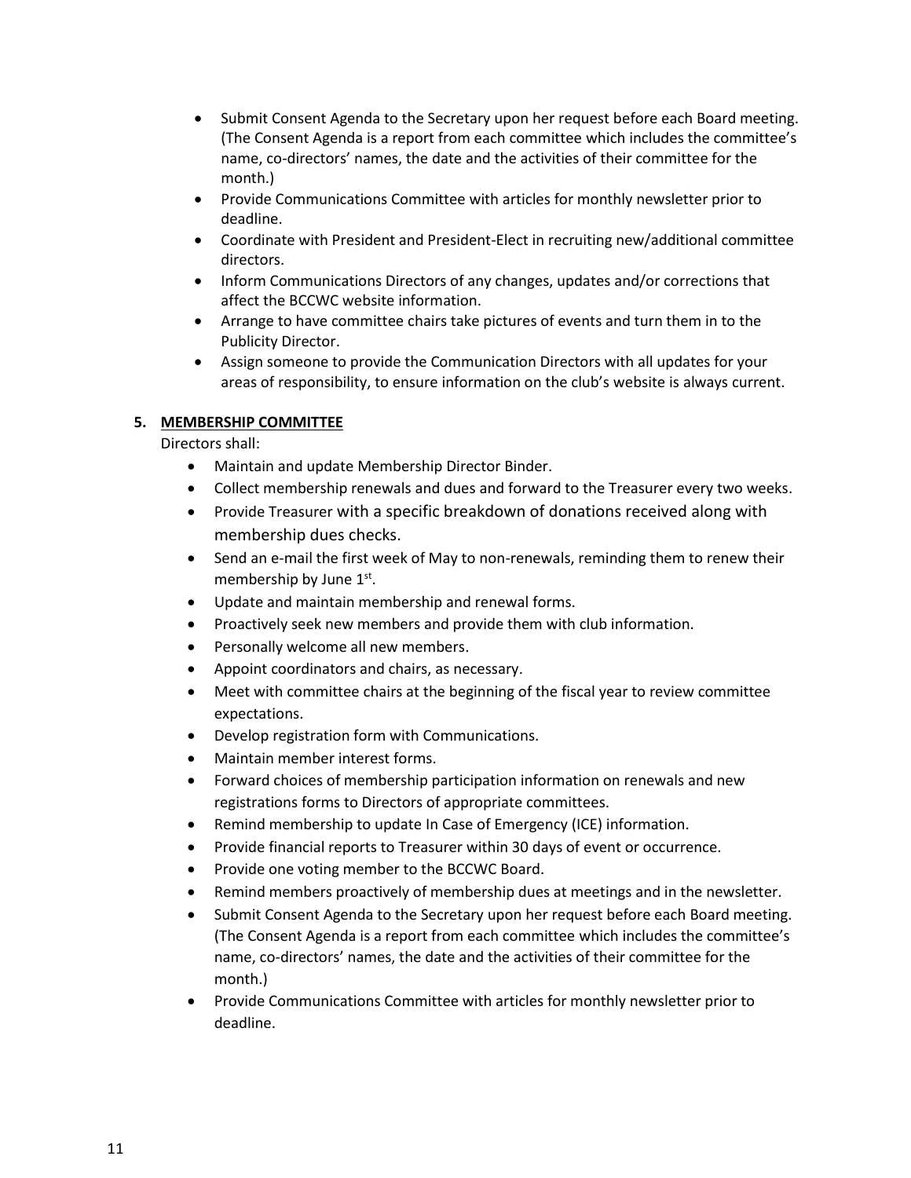- Submit Consent Agenda to the Secretary upon her request before each Board meeting. (The Consent Agenda is a report from each committee which includes the committee's name, co-directors' names, the date and the activities of their committee for the month.)
- Provide Communications Committee with articles for monthly newsletter prior to deadline.
- Coordinate with President and President-Elect in recruiting new/additional committee directors.
- Inform Communications Directors of any changes, updates and/or corrections that affect the BCCWC website information.
- Arrange to have committee chairs take pictures of events and turn them in to the Publicity Director.
- Assign someone to provide the Communication Directors with all updates for your areas of responsibility, to ensure information on the club's website is always current.

**5. <u>MEMBERSHIP COMMITTEE</u>**

Directors shall:

- Maintain and update Membership Director Binder.
- Collect membership renewals and dues and forward to the Treasurer every two weeks.
- Provide Treasurer with a specific breakdown of donations received along with membership dues checks.
- Send an e-mail the first week of May to non-renewals, reminding them to renew their membership by June 1st.
- Update and maintain membership and renewal forms.
- Proactively seek new members and provide them with club information.
- Personally welcome all new members.
- Appoint coordinators and chairs, as necessary.
- Meet with committee chairs at the beginning of the fiscal year to review committee expectations.
- Develop registration form with Communications.
- Maintain member interest forms.
- Forward choices of membership participation information on renewals and new registrations forms to Directors of appropriate committees.
- Remind membership to update In Case of Emergency (ICE) information.
- Provide financial reports to Treasurer within 30 days of event or occurrence.
- Provide one voting member to the BCCWC Board.
- Remind members proactively of membership dues at meetings and in the newsletter.
- Submit Consent Agenda to the Secretary upon her request before each Board meeting. (The Consent Agenda is a report from each committee which includes the committee's name, co-directors' names, the date and the activities of their committee for the month.)
- Provide Communications Committee with articles for monthly newsletter prior to deadline.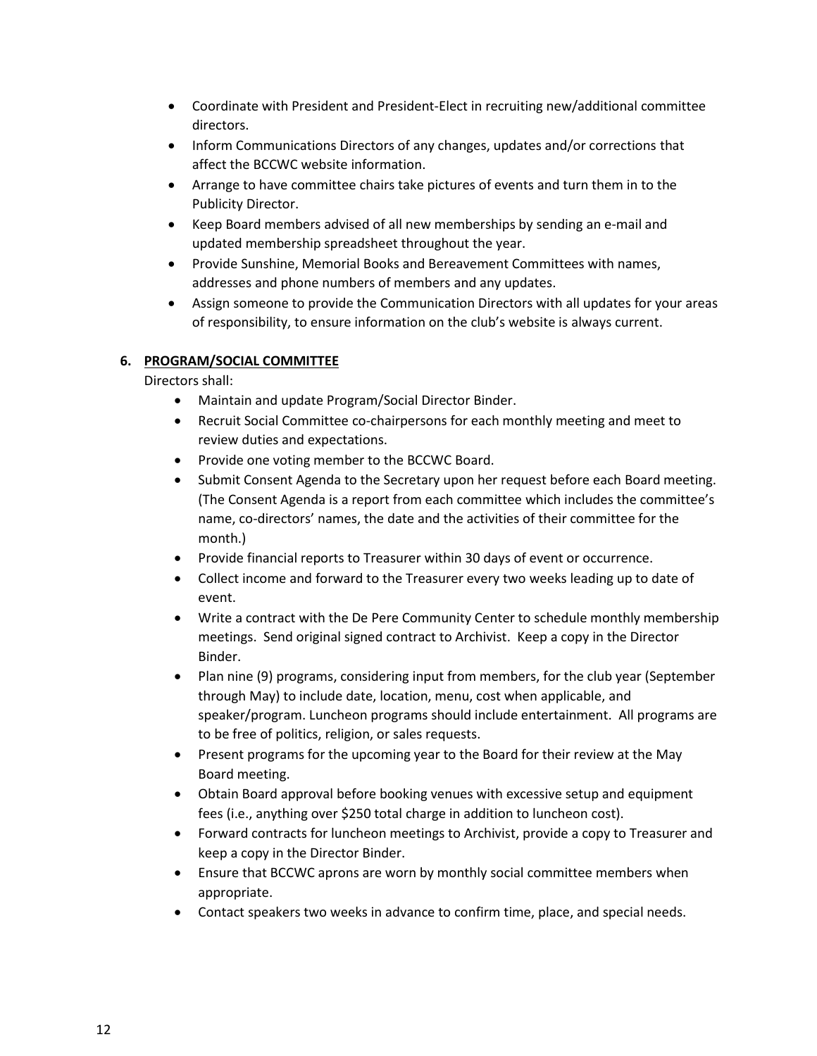- Coordinate with President and President-Elect in recruiting new/additional committee directors.
- Inform Communications Directors of any changes, updates and/or corrections that affect the BCCWC website information.
- Arrange to have committee chairs take pictures of events and turn them in to the Publicity Director.
- Keep Board members advised of all new memberships by sending an e-mail and updated membership spreadsheet throughout the year.
- Provide Sunshine, Memorial Books and Bereavement Committees with names, addresses and phone numbers of members and any updates.
- Assign someone to provide the Communication Directors with all updates for your areas of responsibility, to ensure information on the club's website is always current.

**6. PROGRAM/SOCIAL COMMITTEE**

Directors shall:

- Maintain and update Program/Social Director Binder.
- Recruit Social Committee co-chairpersons for each monthly meeting and meet to review duties and expectations.
- Provide one voting member to the BCCWC Board.
- Submit Consent Agenda to the Secretary upon her request before each Board meeting. (The Consent Agenda is a report from each committee which includes the committee's name, co-directors' names, the date and the activities of their committee for the month.)
- Provide financial reports to Treasurer within 30 days of event or occurrence.
- Collect income and forward to the Treasurer every two weeks leading up to date of event.
- Write a contract with the De Pere Community Center to schedule monthly membership meetings. Send original signed contract to Archivist. Keep a copy in the Director Binder.
- Plan nine (9) programs, considering input from members, for the club year (September through May) to include date, location, menu, cost when applicable, and speaker/program. Luncheon programs should include entertainment. All programs are to be free of politics, religion, or sales requests.
- Present programs for the upcoming year to the Board for their review at the May Board meeting.
- Obtain Board approval before booking venues with excessive setup and equipment fees (i.e., anything over $250 total charge in addition to luncheon cost).
- Forward contracts for luncheon meetings to Archivist, provide a copy to Treasurer and keep a copy in the Director Binder.
- Ensure that BCCWC aprons are worn by monthly social committee members when appropriate.
- Contact speakers two weeks in advance to confirm time, place, and special needs.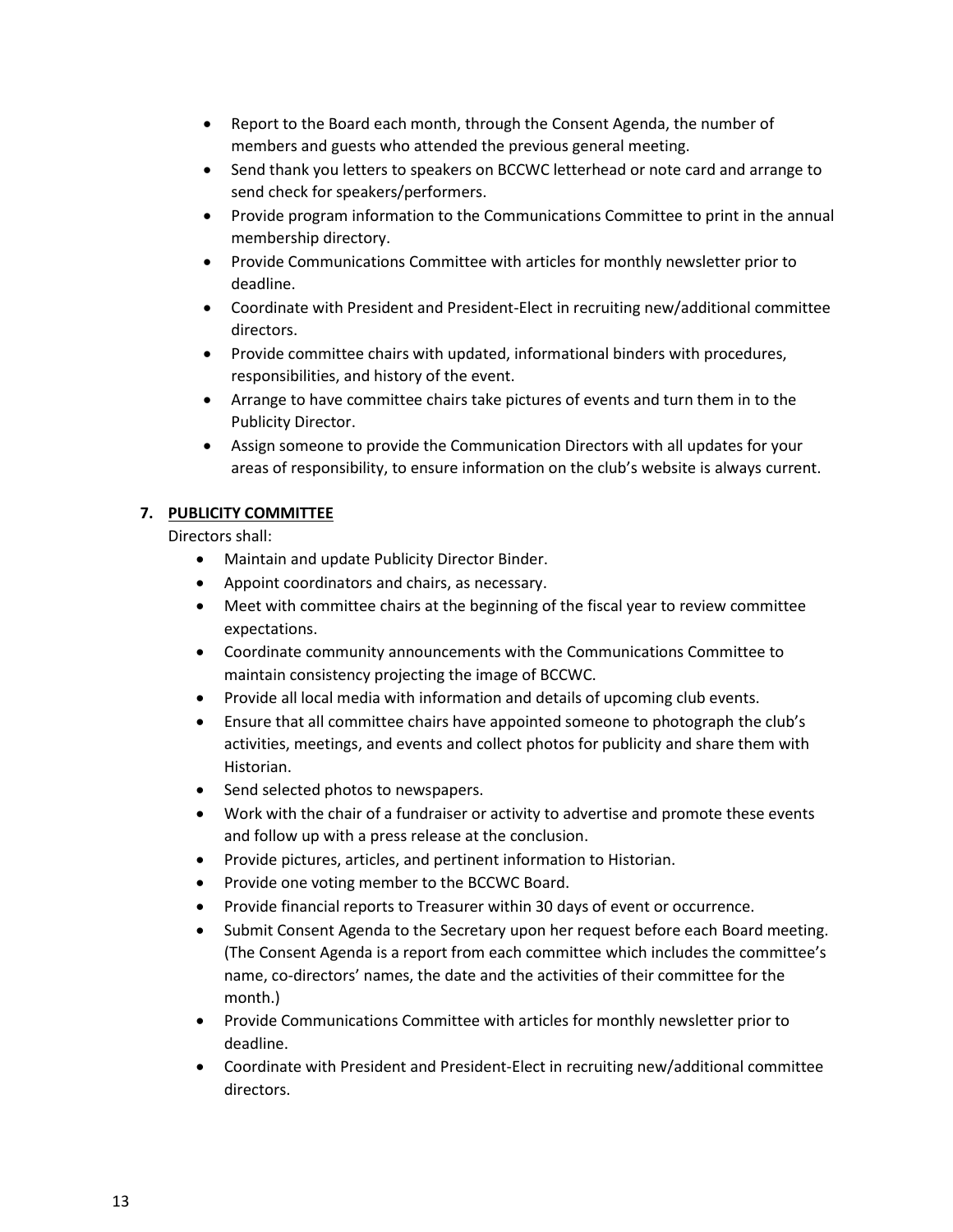- Report to the Board each month, through the Consent Agenda, the number of members and guests who attended the previous general meeting.
- Send thank you letters to speakers on BCCWC letterhead or note card and arrange to send check for speakers/performers.
- Provide program information to the Communications Committee to print in the annual membership directory.
- Provide Communications Committee with articles for monthly newsletter prior to deadline.
- Coordinate with President and President-Elect in recruiting new/additional committee directors.
- Provide committee chairs with updated, informational binders with procedures, responsibilities, and history of the event.
- Arrange to have committee chairs take pictures of events and turn them in to the Publicity Director.
- Assign someone to provide the Communication Directors with all updates for your areas of responsibility, to ensure information on the club's website is always current.

**7. <u>PUBLICITY COMMITTEE</u>**

Directors shall:

- Maintain and update Publicity Director Binder.
- Appoint coordinators and chairs, as necessary.
- Meet with committee chairs at the beginning of the fiscal year to review committee expectations.
- Coordinate community announcements with the Communications Committee to maintain consistency projecting the image of BCCWC.
- Provide all local media with information and details of upcoming club events.
- Ensure that all committee chairs have appointed someone to photograph the club's activities, meetings, and events and collect photos for publicity and share them with Historian.
- Send selected photos to newspapers.
- Work with the chair of a fundraiser or activity to advertise and promote these events and follow up with a press release at the conclusion.
- Provide pictures, articles, and pertinent information to Historian.
- Provide one voting member to the BCCWC Board.
- Provide financial reports to Treasurer within 30 days of event or occurrence.
- Submit Consent Agenda to the Secretary upon her request before each Board meeting. (The Consent Agenda is a report from each committee which includes the committee's name, co-directors' names, the date and the activities of their committee for the month.)
- Provide Communications Committee with articles for monthly newsletter prior to deadline.
- Coordinate with President and President-Elect in recruiting new/additional committee directors.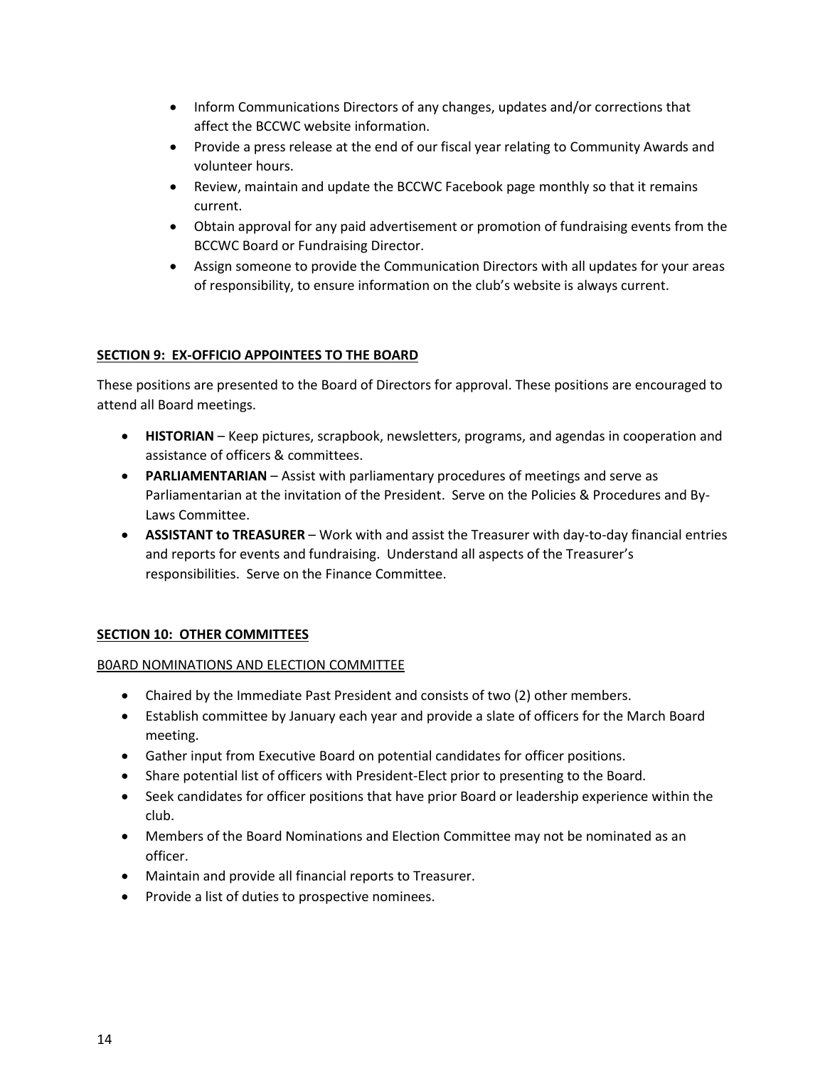- Inform Communications Directors of any changes, updates and/or corrections that affect the BCCWC website information.
- Provide a press release at the end of our fiscal year relating to Community Awards and volunteer hours.
- Review, maintain and update the BCCWC Facebook page monthly so that it remains current.
- Obtain approval for any paid advertisement or promotion of fundraising events from the BCCWC Board or Fundraising Director.
- Assign someone to provide the Communication Directors with all updates for your areas of responsibility, to ensure information on the club's website is always current.

## SECTION 9: EX-OFFICIO APPOINTEES TO THE BOARD

These positions are presented to the Board of Directors for approval. These positions are encouraged to attend all Board meetings.

- **HISTORIAN** – Keep pictures, scrapbook, newsletters, programs, and agendas in cooperation and assistance of officers & committees.
- **PARLIAMENTARIAN** – Assist with parliamentary procedures of meetings and serve as Parliamentarian at the invitation of the President. Serve on the Policies & Procedures and By-Laws Committee.
- **ASSISTANT to TREASURER** – Work with and assist the Treasurer with day-to-day financial entries and reports for events and fundraising. Understand all aspects of the Treasurer's responsibilities. Serve on the Finance Committee.

## SECTION 10: OTHER COMMITTEES

### B0ARD NOMINATIONS AND ELECTION COMMITTEE

- Chaired by the Immediate Past President and consists of two (2) other members.
- Establish committee by January each year and provide a slate of officers for the March Board meeting.
- Gather input from Executive Board on potential candidates for officer positions.
- Share potential list of officers with President-Elect prior to presenting to the Board.
- Seek candidates for officer positions that have prior Board or leadership experience within the club.
- Members of the Board Nominations and Election Committee may not be nominated as an officer.
- Maintain and provide all financial reports to Treasurer.
- Provide a list of duties to prospective nominees.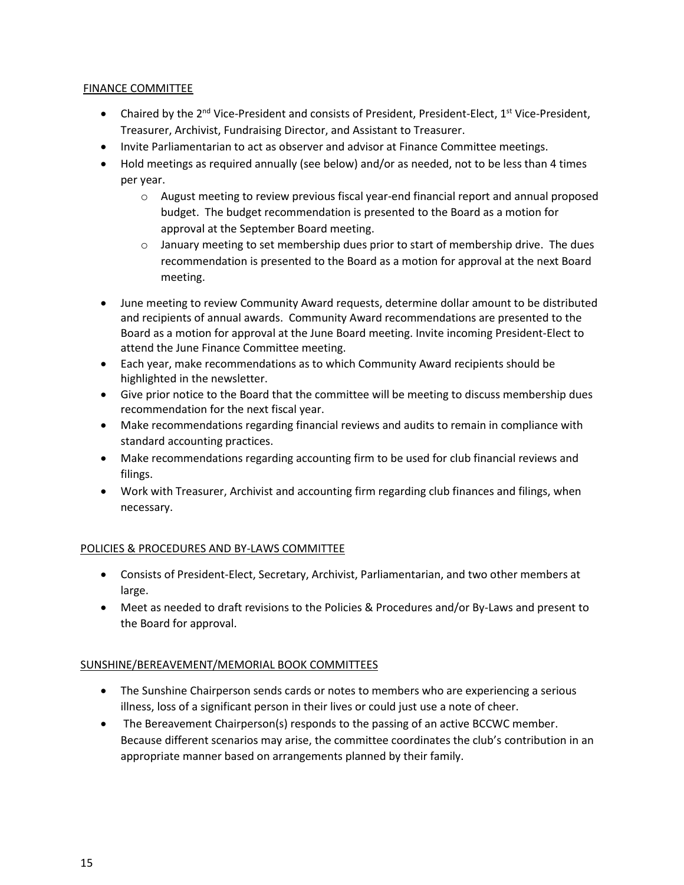FINANCE COMMITTEE

- Chaired by the 2nd Vice-President and consists of President, President-Elect, 1st Vice-President, Treasurer, Archivist, Fundraising Director, and Assistant to Treasurer.
- Invite Parliamentarian to act as observer and advisor at Finance Committee meetings.
- Hold meetings as required annually (see below) and/or as needed, not to be less than 4 times per year.
    - August meeting to review previous fiscal year-end financial report and annual proposed budget. The budget recommendation is presented to the Board as a motion for approval at the September Board meeting.
    - January meeting to set membership dues prior to start of membership drive. The dues recommendation is presented to the Board as a motion for approval at the next Board meeting.
- June meeting to review Community Award requests, determine dollar amount to be distributed and recipients of annual awards. Community Award recommendations are presented to the Board as a motion for approval at the June Board meeting. Invite incoming President-Elect to attend the June Finance Committee meeting.
- Each year, make recommendations as to which Community Award recipients should be highlighted in the newsletter.
- Give prior notice to the Board that the committee will be meeting to discuss membership dues recommendation for the next fiscal year.
- Make recommendations regarding financial reviews and audits to remain in compliance with standard accounting practices.
- Make recommendations regarding accounting firm to be used for club financial reviews and filings.
- Work with Treasurer, Archivist and accounting firm regarding club finances and filings, when necessary.

POLICIES & PROCEDURES AND BY-LAWS COMMITTEE

- Consists of President-Elect, Secretary, Archivist, Parliamentarian, and two other members at large.
- Meet as needed to draft revisions to the Policies & Procedures and/or By-Laws and present to the Board for approval.

SUNSHINE/BEREAVEMENT/MEMORIAL BOOK COMMITTEES

- The Sunshine Chairperson sends cards or notes to members who are experiencing a serious illness, loss of a significant person in their lives or could just use a note of cheer.
- The Bereavement Chairperson(s) responds to the passing of an active BCCWC member. Because different scenarios may arise, the committee coordinates the club's contribution in an appropriate manner based on arrangements planned by their family.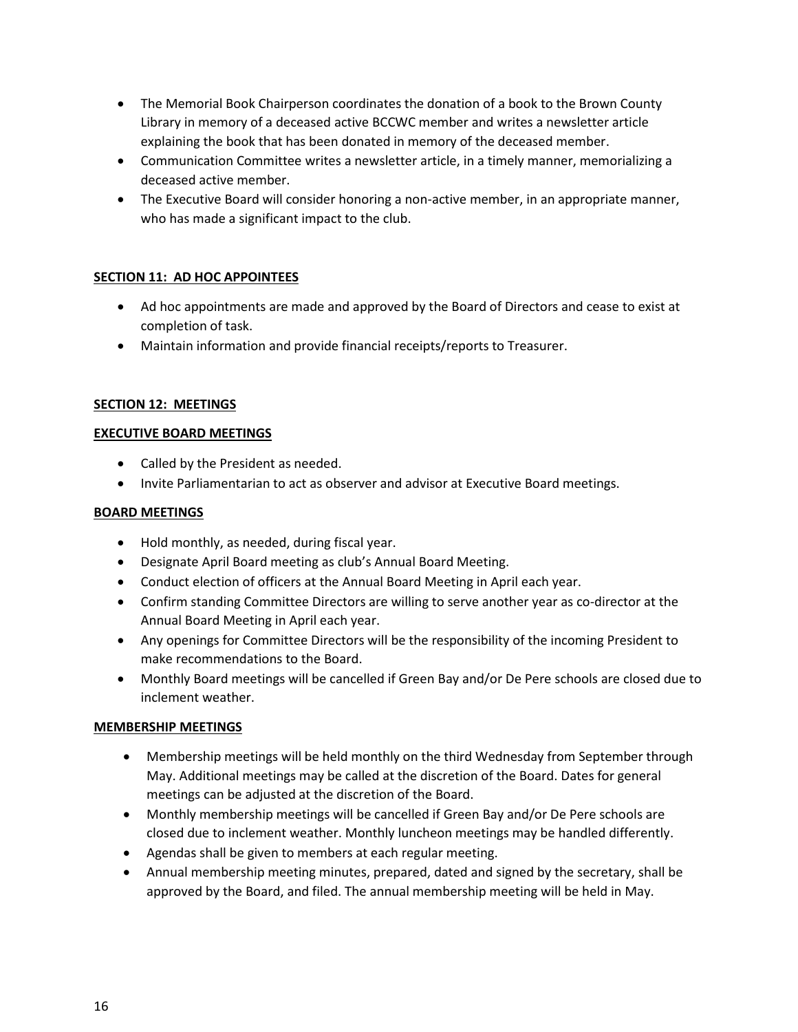- The Memorial Book Chairperson coordinates the donation of a book to the Brown County Library in memory of a deceased active BCCWC member and writes a newsletter article explaining the book that has been donated in memory of the deceased member.
- Communication Committee writes a newsletter article, in a timely manner, memorializing a deceased active member.
- The Executive Board will consider honoring a non-active member, in an appropriate manner, who has made a significant impact to the club.

## SECTION 11: AD HOC APPOINTEES

- Ad hoc appointments are made and approved by the Board of Directors and cease to exist at completion of task.
- Maintain information and provide financial receipts/reports to Treasurer.

## SECTION 12: MEETINGS

### EXECUTIVE BOARD MEETINGS

- Called by the President as needed.
- Invite Parliamentarian to act as observer and advisor at Executive Board meetings.

### BOARD MEETINGS

- Hold monthly, as needed, during fiscal year.
- Designate April Board meeting as club's Annual Board Meeting.
- Conduct election of officers at the Annual Board Meeting in April each year.
- Confirm standing Committee Directors are willing to serve another year as co-director at the Annual Board Meeting in April each year.
- Any openings for Committee Directors will be the responsibility of the incoming President to make recommendations to the Board.
- Monthly Board meetings will be cancelled if Green Bay and/or De Pere schools are closed due to inclement weather.

### MEMBERSHIP MEETINGS

- Membership meetings will be held monthly on the third Wednesday from September through May. Additional meetings may be called at the discretion of the Board. Dates for general meetings can be adjusted at the discretion of the Board.
- Monthly membership meetings will be cancelled if Green Bay and/or De Pere schools are closed due to inclement weather. Monthly luncheon meetings may be handled differently.
- Agendas shall be given to members at each regular meeting.
- Annual membership meeting minutes, prepared, dated and signed by the secretary, shall be approved by the Board, and filed. The annual membership meeting will be held in May.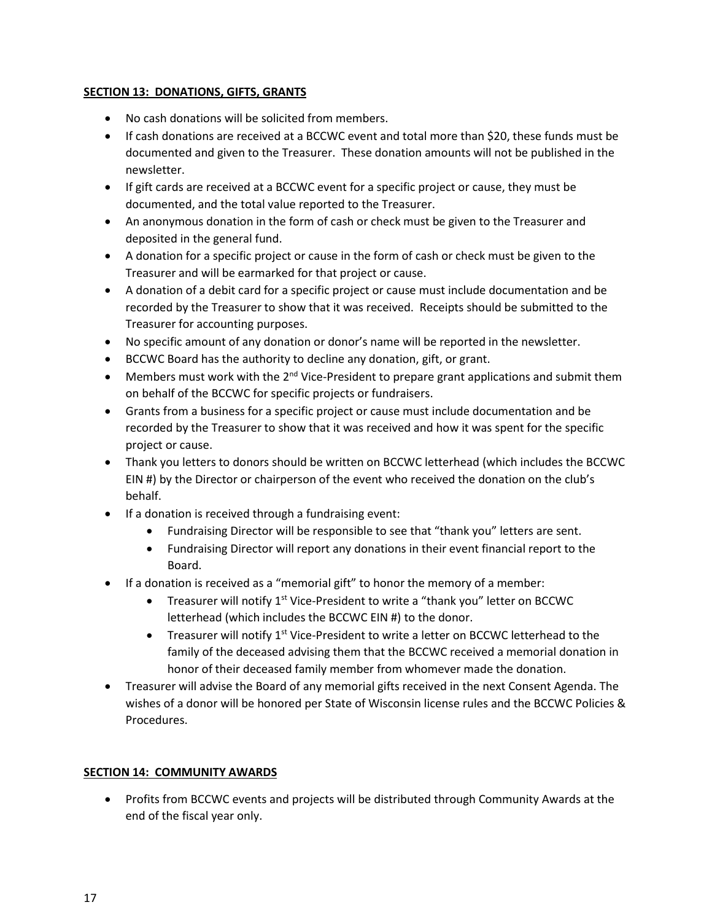**SECTION 13: DONATIONS, GIFTS, GRANTS**

- No cash donations will be solicited from members.
- If cash donations are received at a BCCWC event and total more than $20, these funds must be documented and given to the Treasurer. These donation amounts will not be published in the newsletter.
- If gift cards are received at a BCCWC event for a specific project or cause, they must be documented, and the total value reported to the Treasurer.
- An anonymous donation in the form of cash or check must be given to the Treasurer and deposited in the general fund.
- A donation for a specific project or cause in the form of cash or check must be given to the Treasurer and will be earmarked for that project or cause.
- A donation of a debit card for a specific project or cause must include documentation and be recorded by the Treasurer to show that it was received. Receipts should be submitted to the Treasurer for accounting purposes.
- No specific amount of any donation or donor's name will be reported in the newsletter.
- BCCWC Board has the authority to decline any donation, gift, or grant.
- Members must work with the 2nd Vice-President to prepare grant applications and submit them on behalf of the BCCWC for specific projects or fundraisers.
- Grants from a business for a specific project or cause must include documentation and be recorded by the Treasurer to show that it was received and how it was spent for the specific project or cause.
- Thank you letters to donors should be written on BCCWC letterhead (which includes the BCCWC EIN #) by the Director or chairperson of the event who received the donation on the club's behalf.
- If a donation is received through a fundraising event:
  - Fundraising Director will be responsible to see that "thank you" letters are sent.
  - Fundraising Director will report any donations in their event financial report to the Board.
- If a donation is received as a "memorial gift" to honor the memory of a member:
  - Treasurer will notify 1st Vice-President to write a "thank you" letter on BCCWC letterhead (which includes the BCCWC EIN #) to the donor.
  - Treasurer will notify 1st Vice-President to write a letter on BCCWC letterhead to the family of the deceased advising them that the BCCWC received a memorial donation in honor of their deceased family member from whomever made the donation.
- Treasurer will advise the Board of any memorial gifts received in the next Consent Agenda. The wishes of a donor will be honored per State of Wisconsin license rules and the BCCWC Policies & Procedures.

**SECTION 14: COMMUNITY AWARDS**

- Profits from BCCWC events and projects will be distributed through Community Awards at the end of the fiscal year only.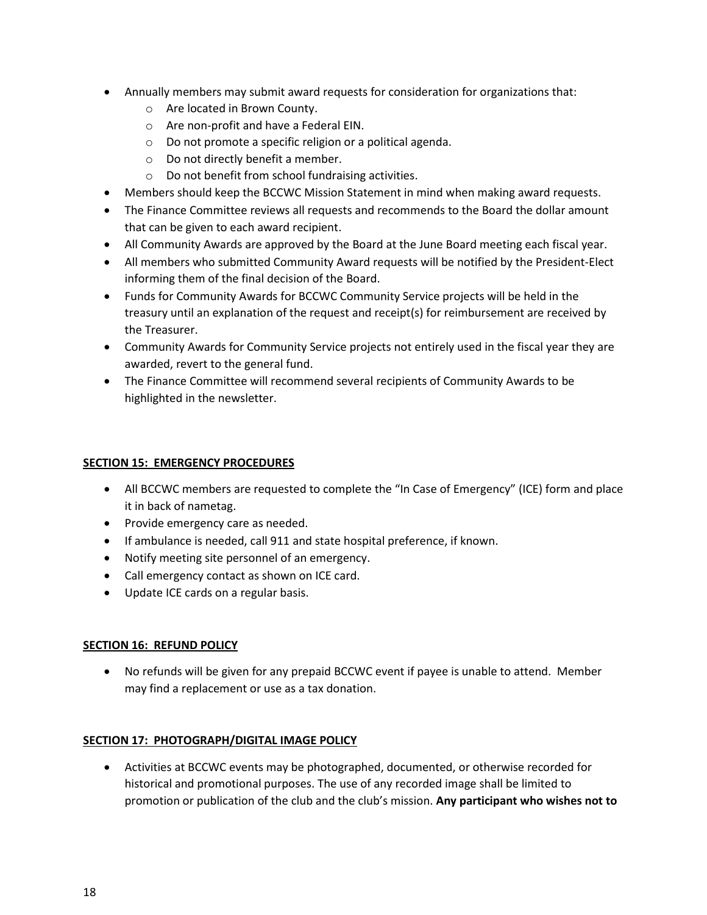- Annually members may submit award requests for consideration for organizations that:
  - Are located in Brown County.
  - Are non-profit and have a Federal EIN.
  - Do not promote a specific religion or a political agenda.
  - Do not directly benefit a member.
  - Do not benefit from school fundraising activities.
- Members should keep the BCCWC Mission Statement in mind when making award requests.
- The Finance Committee reviews all requests and recommends to the Board the dollar amount that can be given to each award recipient.
- All Community Awards are approved by the Board at the June Board meeting each fiscal year.
- All members who submitted Community Award requests will be notified by the President-Elect informing them of the final decision of the Board.
- Funds for Community Awards for BCCWC Community Service projects will be held in the treasury until an explanation of the request and receipt(s) for reimbursement are received by the Treasurer.
- Community Awards for Community Service projects not entirely used in the fiscal year they are awarded, revert to the general fund.
- The Finance Committee will recommend several recipients of Community Awards to be highlighted in the newsletter.

## SECTION 15: EMERGENCY PROCEDURES

- All BCCWC members are requested to complete the "In Case of Emergency" (ICE) form and place it in back of nametag.
- Provide emergency care as needed.
- If ambulance is needed, call 911 and state hospital preference, if known.
- Notify meeting site personnel of an emergency.
- Call emergency contact as shown on ICE card.
- Update ICE cards on a regular basis.

## SECTION 16: REFUND POLICY

- No refunds will be given for any prepaid BCCWC event if payee is unable to attend. Member may find a replacement or use as a tax donation.

## SECTION 17: PHOTOGRAPH/DIGITAL IMAGE POLICY

- Activities at BCCWC events may be photographed, documented, or otherwise recorded for historical and promotional purposes. The use of any recorded image shall be limited to promotion or publication of the club and the club's mission. **Any participant who wishes not to**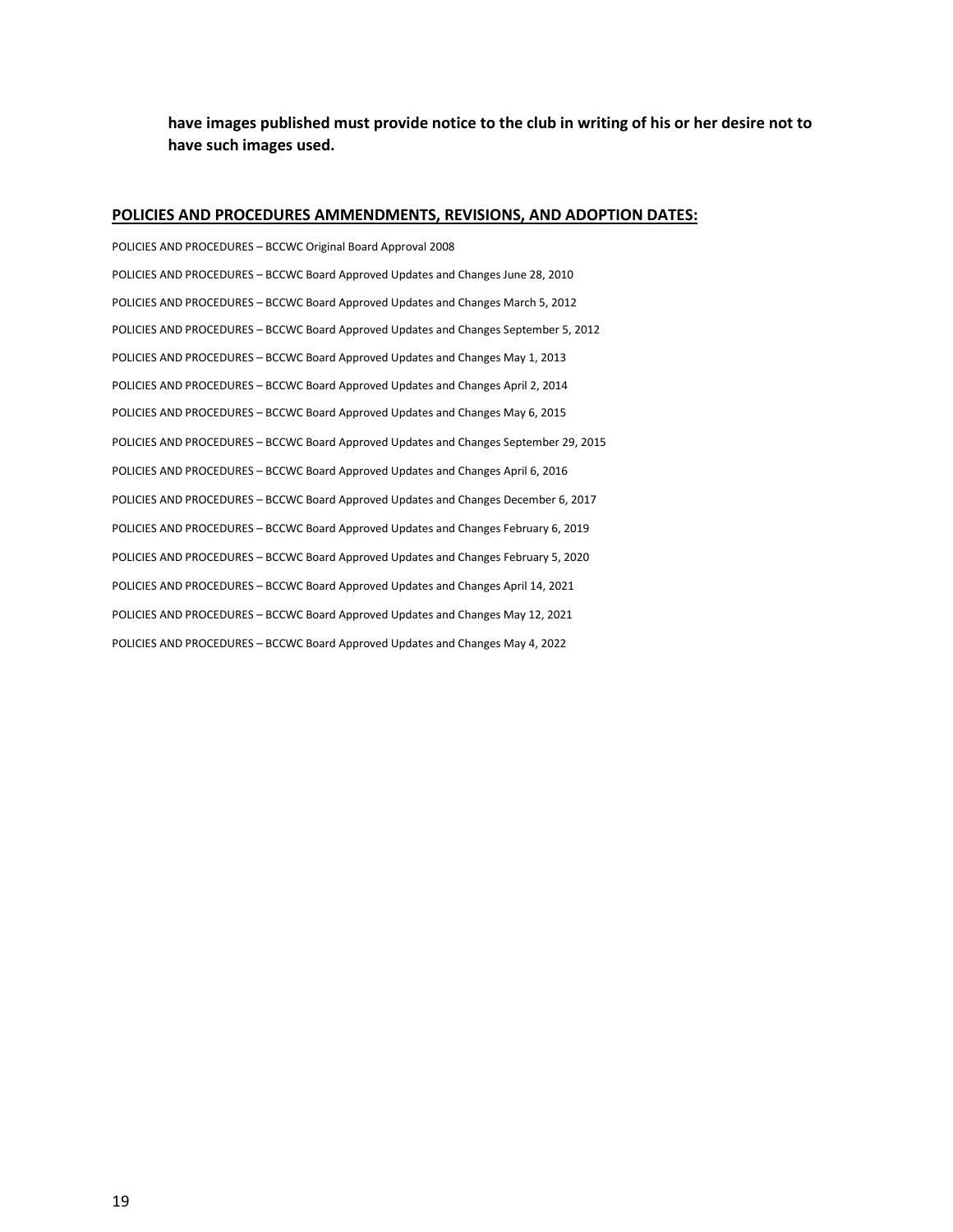**have images published must provide notice to the club in writing of his or her desire not to have such images used.**

## POLICIES AND PROCEDURES AMMENDMENTS, REVISIONS, AND ADOPTION DATES:

POLICIES AND PROCEDURES – BCCWC Original Board Approval 2008

POLICIES AND PROCEDURES – BCCWC Board Approved Updates and Changes June 28, 2010

POLICIES AND PROCEDURES – BCCWC Board Approved Updates and Changes March 5, 2012

POLICIES AND PROCEDURES – BCCWC Board Approved Updates and Changes September 5, 2012

POLICIES AND PROCEDURES – BCCWC Board Approved Updates and Changes May 1, 2013

POLICIES AND PROCEDURES – BCCWC Board Approved Updates and Changes April 2, 2014

POLICIES AND PROCEDURES – BCCWC Board Approved Updates and Changes May 6, 2015

POLICIES AND PROCEDURES – BCCWC Board Approved Updates and Changes September 29, 2015

POLICIES AND PROCEDURES – BCCWC Board Approved Updates and Changes April 6, 2016

POLICIES AND PROCEDURES – BCCWC Board Approved Updates and Changes December 6, 2017

POLICIES AND PROCEDURES – BCCWC Board Approved Updates and Changes February 6, 2019

POLICIES AND PROCEDURES – BCCWC Board Approved Updates and Changes February 5, 2020

POLICIES AND PROCEDURES – BCCWC Board Approved Updates and Changes April 14, 2021

POLICIES AND PROCEDURES – BCCWC Board Approved Updates and Changes May 12, 2021

POLICIES AND PROCEDURES – BCCWC Board Approved Updates and Changes May 4, 2022